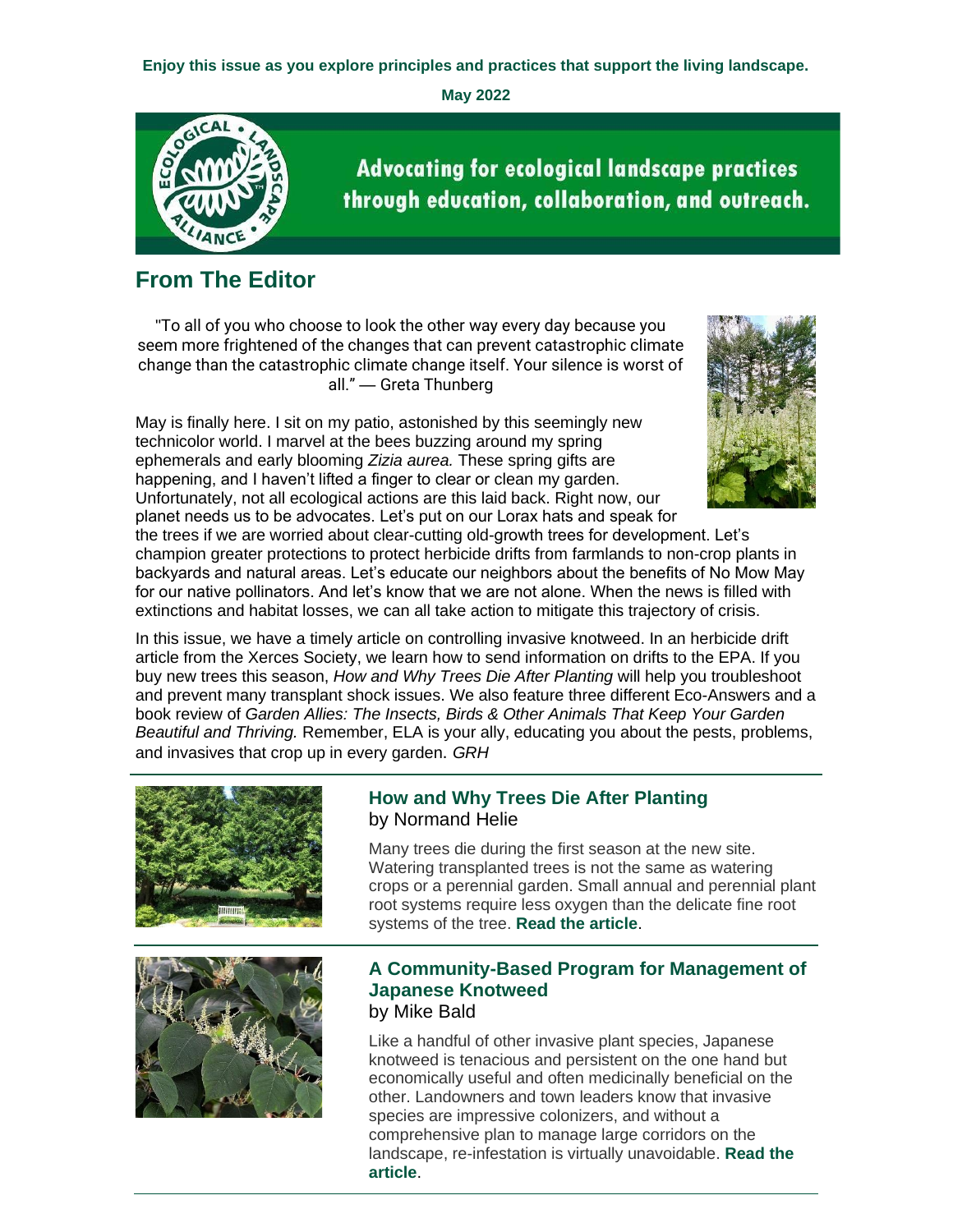**Enjoy this issue as you explore principles and practices that support the living landscape.**

**May 2022**

Advocating for ecological landscape practices through education, collaboration, and outreach.

## From The Editor

"To all of you who choose to look the other way every day because you seem more frightened of the changes that can prevent catastrophic climate change than the catastrophic climate change itself. Your silence is worst of all." — Greta Thunberg

May is finally here. I sit on my patio, astonished by this seemingly new technicolor world. I marvel at the bees buzzing around my spring ephemerals and early blooming *Zizia aurea.* These spring gifts are happening, and I haven't lifted a finger to clear or clean my garden. Unfortunately, not all ecological actions are this laid back. Right now, our planet needs us to be advocates. Let's put on our Lorax hats and speak for the trees if we are worried about clear-cutting old-growth trees for development. Let's champion greater protections to protect herbicide drifts from farmlands to non-crop plants in backyards and natural areas. Let's educate our neighbors about the benefits of No Mow May for our native pollinators. And let's know that we are not alone. When the news is filled with extinctions and habitat losses, we can all take action to mitigate this trajectory of crisis.

In this issue, we have a timely article on controlling invasive knotweed. In an herbicide drift article from the Xerces Society, we learn how to send information on drifts to the EPA. If you buy new trees this season, *How and Why Trees Die After Planting* will help you troubleshoot and prevent many transplant shock issues. We also feature three different Eco-Answers and a book review of *Garden Allies: The Insects, Birds & Other Animals That Keep Your Garden Beautiful and Thriving.* Remember, ELA is your ally, educating you about the pests, problems, and invasives that crop up in every garden. *GRH*

---

### How and Why Trees Die After Planting
by Normand Helie

Many trees die during the first season at the new site. Watering transplanted trees is not the same as watering crops or a perennial garden. Small annual and perennial plant root systems require less oxygen than the delicate fine root systems of the tree. **Read the article**.

---

### A Community-Based Program for Management of Japanese Knotweed
by Mike Bald

Like a handful of other invasive plant species, Japanese knotweed is tenacious and persistent on the one hand but economically useful and often medicinally beneficial on the other. Landowners and town leaders know that invasive species are impressive colonizers, and without a comprehensive plan to manage large corridors on the landscape, re-infestation is virtually unavoidable. **Read the article**.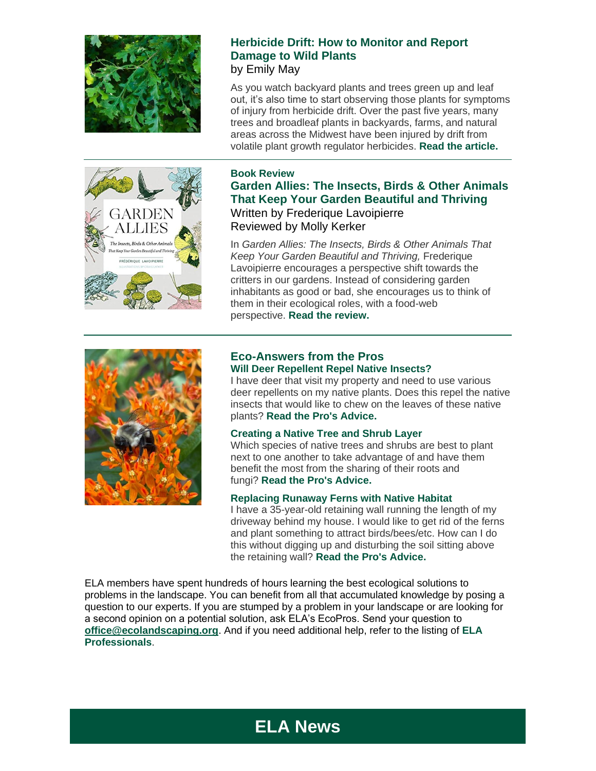### Herbicide Drift: How to Monitor and Report Damage to Wild Plants

by Emily May

As you watch backyard plants and trees green up and leaf out, it's also time to start observing those plants for symptoms of injury from herbicide drift. Over the past five years, many trees and broadleaf plants in backyards, farms, and natural areas across the Midwest have been injured by drift from volatile plant growth regulator herbicides. **Read the article.**

---

**Book Review**

### Garden Allies: The Insects, Birds & Other Animals That Keep Your Garden Beautiful and Thriving

Written by Frederique Lavoipierre
Reviewed by Molly Kerker

In *Garden Allies: The Insects, Birds & Other Animals That Keep Your Garden Beautiful and Thriving,* Frederique Lavoipierre encourages a perspective shift towards the critters in our gardens. Instead of considering garden inhabitants as good or bad, she encourages us to think of them in their ecological roles, with a food-web perspective. **Read the review.**

---

### Eco-Answers from the Pros

**Will Deer Repellent Repel Native Insects?**

I have deer that visit my property and need to use various deer repellents on my native plants. Does this repel the native insects that would like to chew on the leaves of these native plants? **Read the Pro's Advice.**

**Creating a Native Tree and Shrub Layer**

Which species of native trees and shrubs are best to plant next to one another to take advantage of and have them benefit the most from the sharing of their roots and fungi? **Read the Pro's Advice.**

**Replacing Runaway Ferns with Native Habitat**

I have a 35-year-old retaining wall running the length of my driveway behind my house. I would like to get rid of the ferns and plant something to attract birds/bees/etc. How can I do this without digging up and disturbing the soil sitting above the retaining wall? **Read the Pro's Advice.**

ELA members have spent hundreds of hours learning the best ecological solutions to problems in the landscape. You can benefit from all that accumulated knowledge by posing a question to our experts. If you are stumped by a problem in your landscape or are looking for a second opinion on a potential solution, ask ELA's EcoPros. Send your question to **office@ecolandscaping.org**. And if you need additional help, refer to the listing of **ELA Professionals**.

## ELA News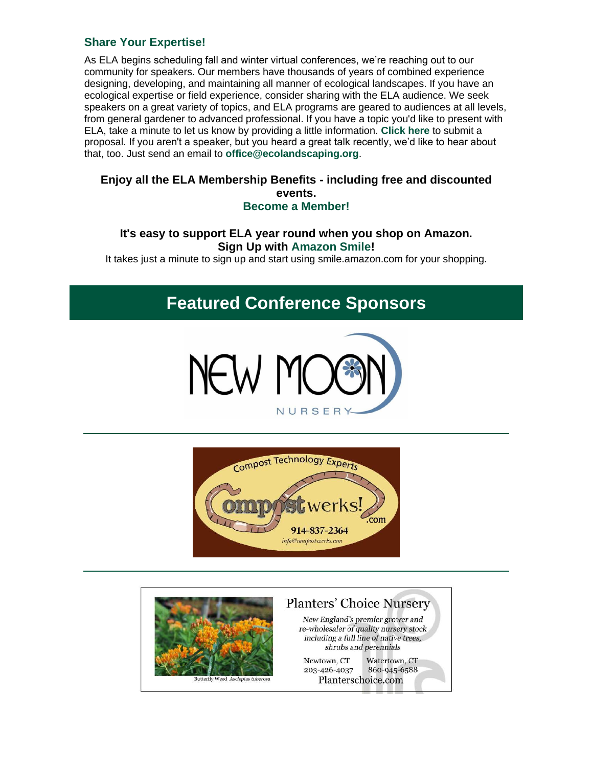### Share Your Expertise!

As ELA begins scheduling fall and winter virtual conferences, we're reaching out to our community for speakers. Our members have thousands of years of combined experience designing, developing, and maintaining all manner of ecological landscapes. If you have an ecological expertise or field experience, consider sharing with the ELA audience. We seek speakers on a great variety of topics, and ELA programs are geared to audiences at all levels, from general gardener to advanced professional. If you have a topic you'd like to present with ELA, take a minute to let us know by providing a little information. **Click here** to submit a proposal. If you aren't a speaker, but you heard a great talk recently, we'd like to hear about that, too. Just send an email to **office@ecolandscaping.org**.

**Enjoy all the ELA Membership Benefits - including free and discounted events.**
**Become a Member!**

**It's easy to support ELA year round when you shop on Amazon.**
**Sign Up with Amazon Smile!**
It takes just a minute to sign up and start using smile.amazon.com for your shopping.

## Featured Conference Sponsors

NEW MOON NURSERY

---

Compost Technology Experts
compostwerks!.com
914-837-2364
info@compostwerks.com

---

Planters' Choice Nursery

*New England's premier grower and re-wholesaler of quality nursery stock including a full line of native trees, shrubs and perennials*

Newtown, CT 203-426-4037
Watertown, CT 860-945-6588
Planterschoice.com

Butterfly Weed *Asclepias tuberosa*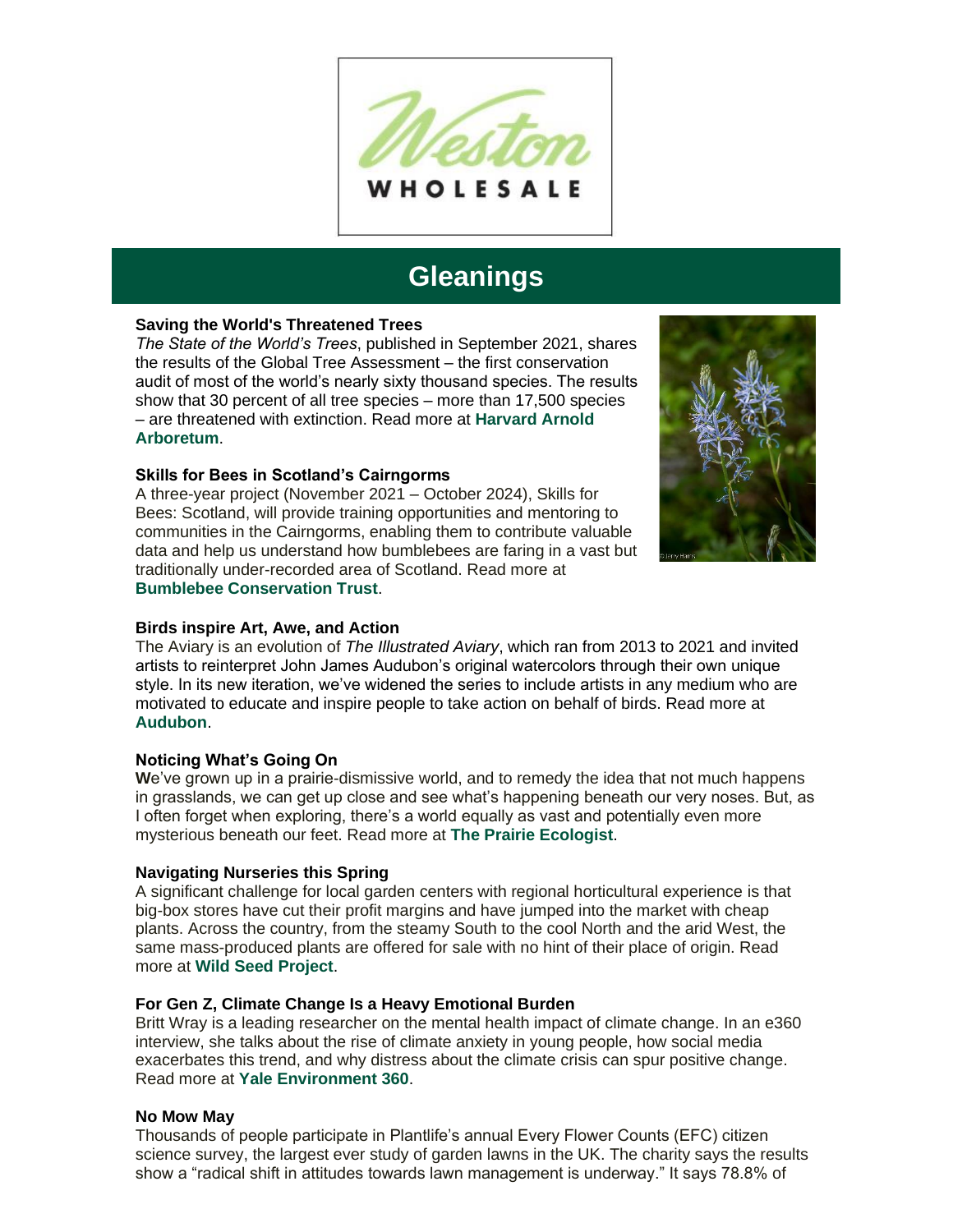Weston

WHOLESALE

# Gleanings

### Saving the World's Threatened Trees

*The State of the World's Trees*, published in September 2021, shares the results of the Global Tree Assessment – the first conservation audit of most of the world's nearly sixty thousand species. The results show that 30 percent of all tree species – more than 17,500 species – are threatened with extinction. Read more at **Harvard Arnold Arboretum**.

### Skills for Bees in Scotland's Cairngorms

A three-year project (November 2021 – October 2024), Skills for Bees: Scotland, will provide training opportunities and mentoring to communities in the Cairngorms, enabling them to contribute valuable data and help us understand how bumblebees are faring in a vast but traditionally under-recorded area of Scotland. Read more at **Bumblebee Conservation Trust**.

### Birds inspire Art, Awe, and Action

The Aviary is an evolution of *The Illustrated Aviary*, which ran from 2013 to 2021 and invited artists to reinterpret John James Audubon's original watercolors through their own unique style. In its new iteration, we've widened the series to include artists in any medium who are motivated to educate and inspire people to take action on behalf of birds. Read more at **Audubon**.

### Noticing What's Going On

**W**e've grown up in a prairie-dismissive world, and to remedy the idea that not much happens in grasslands, we can get up close and see what's happening beneath our very noses. But, as I often forget when exploring, there's a world equally as vast and potentially even more mysterious beneath our feet. Read more at **The Prairie Ecologist**.

### Navigating Nurseries this Spring

A significant challenge for local garden centers with regional horticultural experience is that big-box stores have cut their profit margins and have jumped into the market with cheap plants. Across the country, from the steamy South to the cool North and the arid West, the same mass-produced plants are offered for sale with no hint of their place of origin. Read more at **Wild Seed Project**.

### For Gen Z, Climate Change Is a Heavy Emotional Burden

Britt Wray is a leading researcher on the mental health impact of climate change. In an e360 interview, she talks about the rise of climate anxiety in young people, how social media exacerbates this trend, and why distress about the climate crisis can spur positive change. Read more at **Yale Environment 360**.

### No Mow May

Thousands of people participate in Plantlife's annual Every Flower Counts (EFC) citizen science survey, the largest ever study of garden lawns in the UK. The charity says the results show a "radical shift in attitudes towards lawn management is underway." It says 78.8% of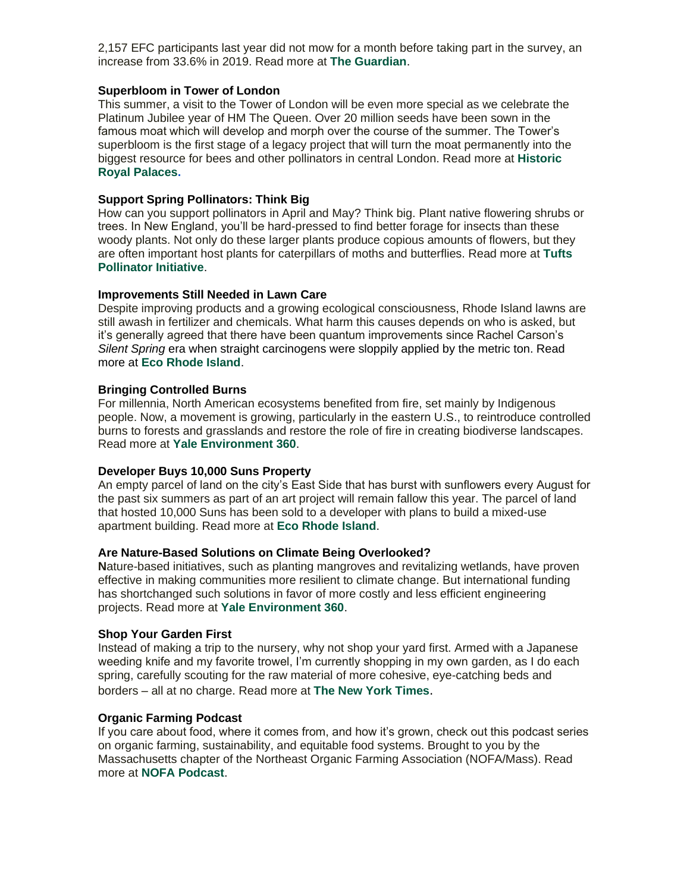2,157 EFC participants last year did not mow for a month before taking part in the survey, an increase from 33.6% in 2019. Read more at **The Guardian**.

**Superbloom in Tower of London**

This summer, a visit to the Tower of London will be even more special as we celebrate the Platinum Jubilee year of HM The Queen. Over 20 million seeds have been sown in the famous moat which will develop and morph over the course of the summer. The Tower's superbloom is the first stage of a legacy project that will turn the moat permanently into the biggest resource for bees and other pollinators in central London. Read more at **Historic Royal Palaces.**

**Support Spring Pollinators: Think Big**

How can you support pollinators in April and May? Think big. Plant native flowering shrubs or trees. In New England, you'll be hard-pressed to find better forage for insects than these woody plants. Not only do these larger plants produce copious amounts of flowers, but they are often important host plants for caterpillars of moths and butterflies. Read more at **Tufts Pollinator Initiative**.

**Improvements Still Needed in Lawn Care**

Despite improving products and a growing ecological consciousness, Rhode Island lawns are still awash in fertilizer and chemicals. What harm this causes depends on who is asked, but it's generally agreed that there have been quantum improvements since Rachel Carson's *Silent Spring* era when straight carcinogens were sloppily applied by the metric ton. Read more at **Eco Rhode Island**.

**Bringing Controlled Burns**

For millennia, North American ecosystems benefited from fire, set mainly by Indigenous people. Now, a movement is growing, particularly in the eastern U.S., to reintroduce controlled burns to forests and grasslands and restore the role of fire in creating biodiverse landscapes. Read more at **Yale Environment 360**.

**Developer Buys 10,000 Suns Property**

An empty parcel of land on the city's East Side that has burst with sunflowers every August for the past six summers as part of an art project will remain fallow this year. The parcel of land that hosted 10,000 Suns has been sold to a developer with plans to build a mixed-use apartment building. Read more at **Eco Rhode Island**.

**Are Nature-Based Solutions on Climate Being Overlooked?**

**N**ature-based initiatives, such as planting mangroves and revitalizing wetlands, have proven effective in making communities more resilient to climate change. But international funding has shortchanged such solutions in favor of more costly and less efficient engineering projects. Read more at **Yale Environment 360**.

**Shop Your Garden First**

Instead of making a trip to the nursery, why not shop your yard first. Armed with a Japanese weeding knife and my favorite trowel, I'm currently shopping in my own garden, as I do each spring, carefully scouting for the raw material of more cohesive, eye-catching beds and borders – all at no charge. Read more at **The New York Times**.

**Organic Farming Podcast**

If you care about food, where it comes from, and how it's grown, check out this podcast series on organic farming, sustainability, and equitable food systems. Brought to you by the Massachusetts chapter of the Northeast Organic Farming Association (NOFA/Mass). Read more at **NOFA Podcast**.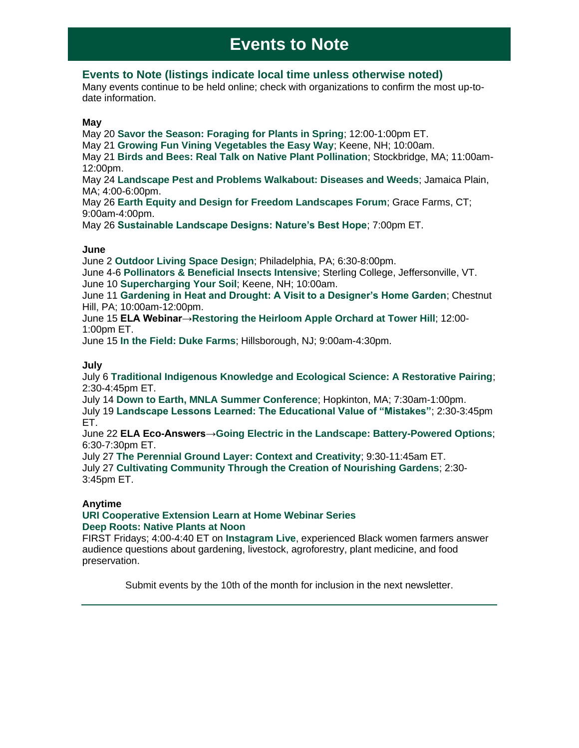# Events to Note

## Events to Note (listings indicate local time unless otherwise noted)

Many events continue to be held online; check with organizations to confirm the most up-to-date information.

**May**

May 20 **Savor the Season: Foraging for Plants in Spring**; 12:00-1:00pm ET.
May 21 **Growing Fun Vining Vegetables the Easy Way**; Keene, NH; 10:00am.
May 21 **Birds and Bees: Real Talk on Native Plant Pollination**; Stockbridge, MA; 11:00am-12:00pm.
May 24 **Landscape Pest and Problems Walkabout: Diseases and Weeds**; Jamaica Plain, MA; 4:00-6:00pm.
May 26 **Earth Equity and Design for Freedom Landscapes Forum**; Grace Farms, CT; 9:00am-4:00pm.
May 26 **Sustainable Landscape Designs: Nature's Best Hope**; 7:00pm ET.

**June**

June 2 **Outdoor Living Space Design**; Philadelphia, PA; 6:30-8:00pm.
June 4-6 **Pollinators & Beneficial Insects Intensive**; Sterling College, Jeffersonville, VT.
June 10 **Supercharging Your Soil**; Keene, NH; 10:00am.
June 11 **Gardening in Heat and Drought: A Visit to a Designer's Home Garden**; Chestnut Hill, PA; 10:00am-12:00pm.
June 15 **ELA Webinar→Restoring the Heirloom Apple Orchard at Tower Hill**; 12:00-1:00pm ET.
June 15 **In the Field: Duke Farms**; Hillsborough, NJ; 9:00am-4:30pm.

**July**

July 6 **Traditional Indigenous Knowledge and Ecological Science: A Restorative Pairing**; 2:30-4:45pm ET.
July 14 **Down to Earth, MNLA Summer Conference**; Hopkinton, MA; 7:30am-1:00pm.
July 19 **Landscape Lessons Learned: The Educational Value of "Mistakes"**; 2:30-3:45pm ET.
June 22 **ELA Eco-Answers→Going Electric in the Landscape: Battery-Powered Options**; 6:30-7:30pm ET.
July 27 **The Perennial Ground Layer: Context and Creativity**; 9:30-11:45am ET.
July 27 **Cultivating Community Through the Creation of Nourishing Gardens**; 2:30-3:45pm ET.

**Anytime**

**URI Cooperative Extension Learn at Home Webinar Series**
**Deep Roots: Native Plants at Noon**
FIRST Fridays; 4:00-4:40 ET on **Instagram Live**, experienced Black women farmers answer audience questions about gardening, livestock, agroforestry, plant medicine, and food preservation.

Submit events by the 10th of the month for inclusion in the next newsletter.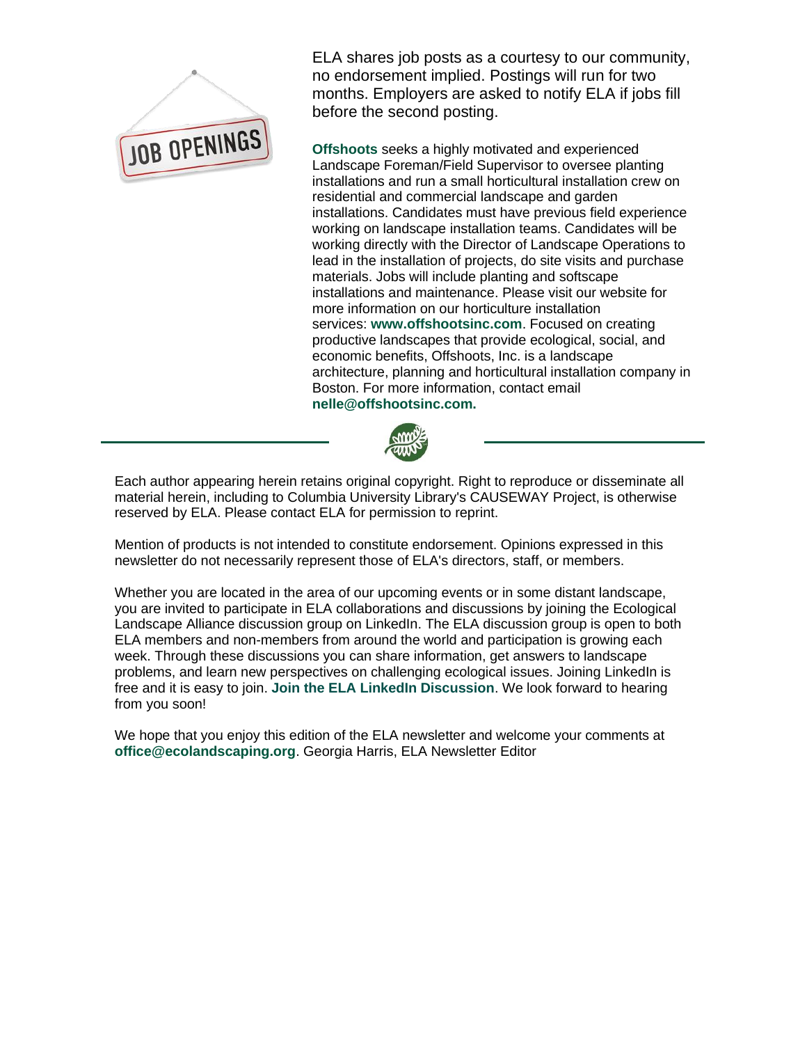ELA shares job posts as a courtesy to our community, no endorsement implied. Postings will run for two months. Employers are asked to notify ELA if jobs fill before the second posting.

**Offshoots** seeks a highly motivated and experienced Landscape Foreman/Field Supervisor to oversee planting installations and run a small horticultural installation crew on residential and commercial landscape and garden installations. Candidates must have previous field experience working on landscape installation teams. Candidates will be working directly with the Director of Landscape Operations to lead in the installation of projects, do site visits and purchase materials. Jobs will include planting and softscape installations and maintenance. Please visit our website for more information on our horticulture installation services: **www.offshootsinc.com**. Focused on creating productive landscapes that provide ecological, social, and economic benefits, Offshoots, Inc. is a landscape architecture, planning and horticultural installation company in Boston. For more information, contact email **nelle@offshootsinc.com.**

---

Each author appearing herein retains original copyright. Right to reproduce or disseminate all material herein, including to Columbia University Library's CAUSEWAY Project, is otherwise reserved by ELA. Please contact ELA for permission to reprint.

Mention of products is not intended to constitute endorsement. Opinions expressed in this newsletter do not necessarily represent those of ELA's directors, staff, or members.

Whether you are located in the area of our upcoming events or in some distant landscape, you are invited to participate in ELA collaborations and discussions by joining the Ecological Landscape Alliance discussion group on LinkedIn. The ELA discussion group is open to both ELA members and non-members from around the world and participation is growing each week. Through these discussions you can share information, get answers to landscape problems, and learn new perspectives on challenging ecological issues. Joining LinkedIn is free and it is easy to join. **Join the ELA LinkedIn Discussion**. We look forward to hearing from you soon!

We hope that you enjoy this edition of the ELA newsletter and welcome your comments at **office@ecolandscaping.org**. Georgia Harris, ELA Newsletter Editor